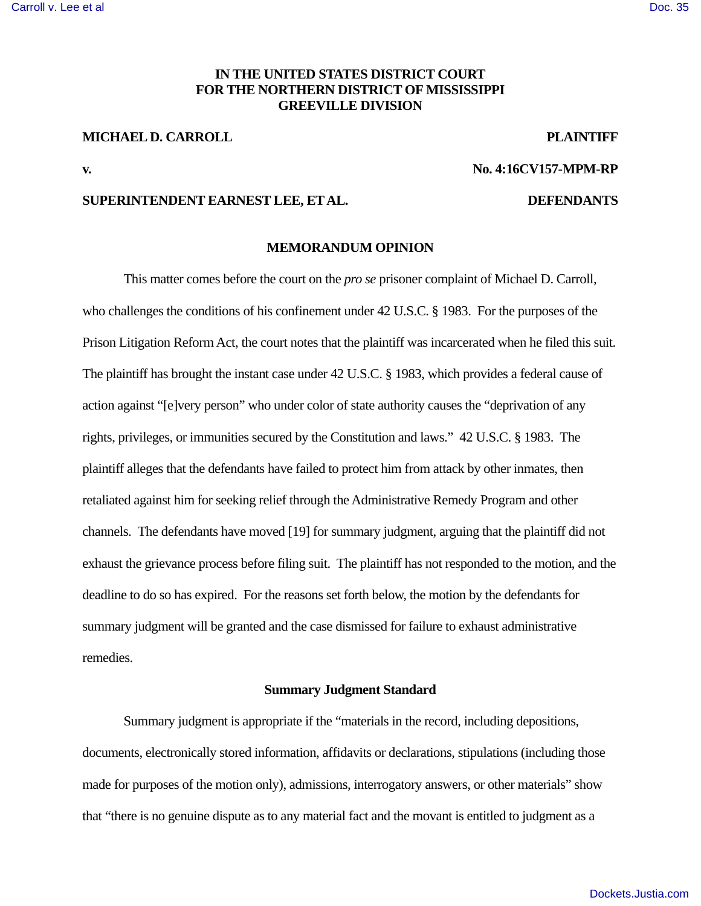**IN THE UNITED STATES DISTRICT COURT**
**FOR THE NORTHERN DISTRICT OF MISSISSIPPI**
**GREEVILLE DIVISION**

**MICHAEL D. CARROLL** **PLAINTIFF**

**v.** **No. 4:16CV157-MPM-RP**

**SUPERINTENDENT EARNEST LEE, ET AL.** **DEFENDANTS**

## MEMORANDUM OPINION

This matter comes before the court on the *pro se* prisoner complaint of Michael D. Carroll, who challenges the conditions of his confinement under 42 U.S.C. § 1983. For the purposes of the Prison Litigation Reform Act, the court notes that the plaintiff was incarcerated when he filed this suit. The plaintiff has brought the instant case under 42 U.S.C. § 1983, which provides a federal cause of action against "[e]very person" who under color of state authority causes the "deprivation of any rights, privileges, or immunities secured by the Constitution and laws." 42 U.S.C. § 1983. The plaintiff alleges that the defendants have failed to protect him from attack by other inmates, then retaliated against him for seeking relief through the Administrative Remedy Program and other channels. The defendants have moved [19] for summary judgment, arguing that the plaintiff did not exhaust the grievance process before filing suit. The plaintiff has not responded to the motion, and the deadline to do so has expired. For the reasons set forth below, the motion by the defendants for summary judgment will be granted and the case dismissed for failure to exhaust administrative remedies.

### Summary Judgment Standard

Summary judgment is appropriate if the "materials in the record, including depositions, documents, electronically stored information, affidavits or declarations, stipulations (including those made for purposes of the motion only), admissions, interrogatory answers, or other materials" show that "there is no genuine dispute as to any material fact and the movant is entitled to judgment as a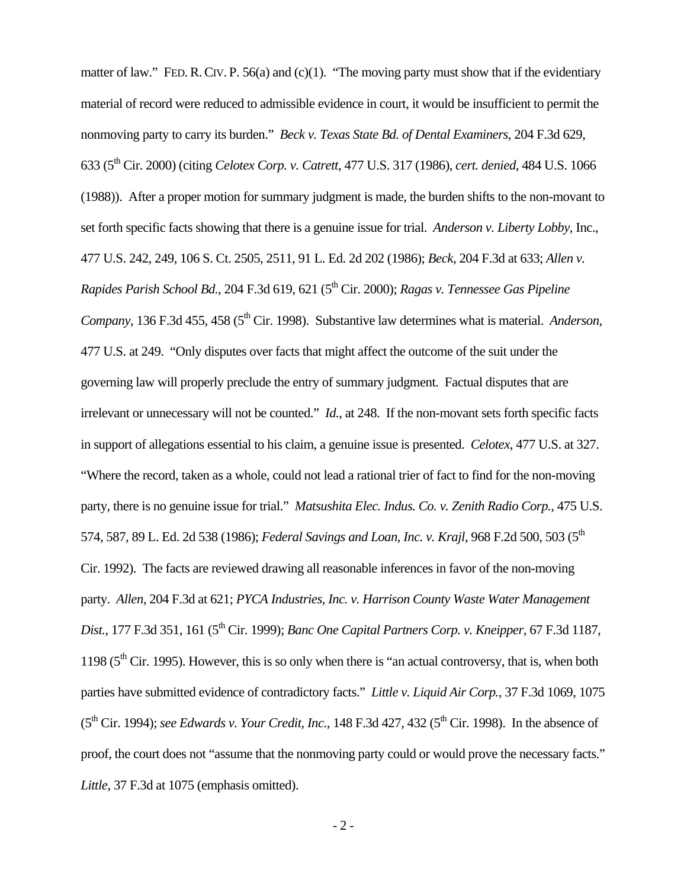matter of law." FED. R. CIV. P. 56(a) and (c)(1). "The moving party must show that if the evidentiary material of record were reduced to admissible evidence in court, it would be insufficient to permit the nonmoving party to carry its burden." *Beck v. Texas State Bd. of Dental Examiners*, 204 F.3d 629, 633 (5th Cir. 2000) (citing *Celotex Corp. v. Catrett*, 477 U.S. 317 (1986), *cert. denied*, 484 U.S. 1066 (1988)). After a proper motion for summary judgment is made, the burden shifts to the non-movant to set forth specific facts showing that there is a genuine issue for trial. *Anderson v. Liberty Lobby*, Inc., 477 U.S. 242, 249, 106 S. Ct. 2505, 2511, 91 L. Ed. 2d 202 (1986); *Beck*, 204 F.3d at 633; *Allen v. Rapides Parish School Bd.*, 204 F.3d 619, 621 (5th Cir. 2000); *Ragas v. Tennessee Gas Pipeline Company*, 136 F.3d 455, 458 (5th Cir. 1998). Substantive law determines what is material. *Anderson*, 477 U.S. at 249. "Only disputes over facts that might affect the outcome of the suit under the governing law will properly preclude the entry of summary judgment. Factual disputes that are irrelevant or unnecessary will not be counted." *Id.*, at 248. If the non-movant sets forth specific facts in support of allegations essential to his claim, a genuine issue is presented. *Celotex*, 477 U.S. at 327. "Where the record, taken as a whole, could not lead a rational trier of fact to find for the non-moving party, there is no genuine issue for trial." *Matsushita Elec. Indus. Co. v. Zenith Radio Corp.*, 475 U.S. 574, 587, 89 L. Ed. 2d 538 (1986); *Federal Savings and Loan, Inc. v. Krajl*, 968 F.2d 500, 503 (5th Cir. 1992). The facts are reviewed drawing all reasonable inferences in favor of the non-moving party. *Allen*, 204 F.3d at 621; *PYCA Industries, Inc. v. Harrison County Waste Water Management Dist.*, 177 F.3d 351, 161 (5th Cir. 1999); *Banc One Capital Partners Corp. v. Kneipper*, 67 F.3d 1187, 1198 (5th Cir. 1995). However, this is so only when there is "an actual controversy, that is, when both parties have submitted evidence of contradictory facts." *Little v. Liquid Air Corp.*, 37 F.3d 1069, 1075 (5th Cir. 1994); *see Edwards v. Your Credit, Inc.*, 148 F.3d 427, 432 (5th Cir. 1998). In the absence of proof, the court does not "assume that the nonmoving party could or would prove the necessary facts." *Little*, 37 F.3d at 1075 (emphasis omitted).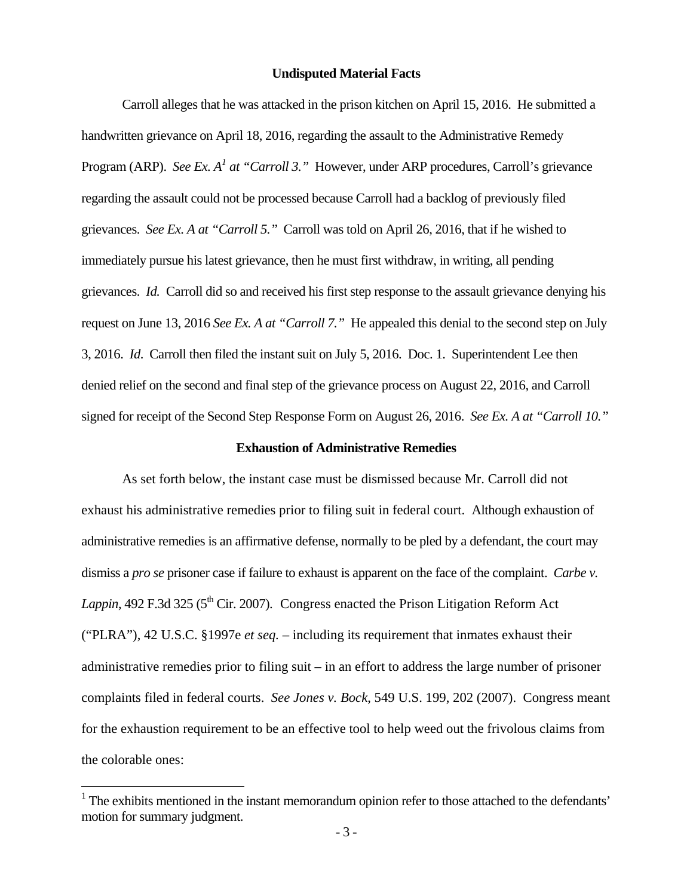## Undisputed Material Facts

Carroll alleges that he was attacked in the prison kitchen on April 15, 2016. He submitted a handwritten grievance on April 18, 2016, regarding the assault to the Administrative Remedy Program (ARP). *See Ex. A*[1] *at "Carroll 3."* However, under ARP procedures, Carroll's grievance regarding the assault could not be processed because Carroll had a backlog of previously filed grievances. *See Ex. A at "Carroll 5."* Carroll was told on April 26, 2016, that if he wished to immediately pursue his latest grievance, then he must first withdraw, in writing, all pending grievances. *Id.* Carroll did so and received his first step response to the assault grievance denying his request on June 13, 2016 *See Ex. A at "Carroll 7."* He appealed this denial to the second step on July 3, 2016. *Id.* Carroll then filed the instant suit on July 5, 2016. Doc. 1. Superintendent Lee then denied relief on the second and final step of the grievance process on August 22, 2016, and Carroll signed for receipt of the Second Step Response Form on August 26, 2016. *See Ex. A at "Carroll 10."*

## Exhaustion of Administrative Remedies

As set forth below, the instant case must be dismissed because Mr. Carroll did not exhaust his administrative remedies prior to filing suit in federal court. Although exhaustion of administrative remedies is an affirmative defense, normally to be pled by a defendant, the court may dismiss a *pro se* prisoner case if failure to exhaust is apparent on the face of the complaint. *Carbe v. Lappin*, 492 F.3d 325 (5th Cir. 2007). Congress enacted the Prison Litigation Reform Act ("PLRA"), 42 U.S.C. §1997e *et seq.* – including its requirement that inmates exhaust their administrative remedies prior to filing suit – in an effort to address the large number of prisoner complaints filed in federal courts. *See Jones v. Bock*, 549 U.S. 199, 202 (2007). Congress meant for the exhaustion requirement to be an effective tool to help weed out the frivolous claims from the colorable ones:

[1] The exhibits mentioned in the instant memorandum opinion refer to those attached to the defendants' motion for summary judgment.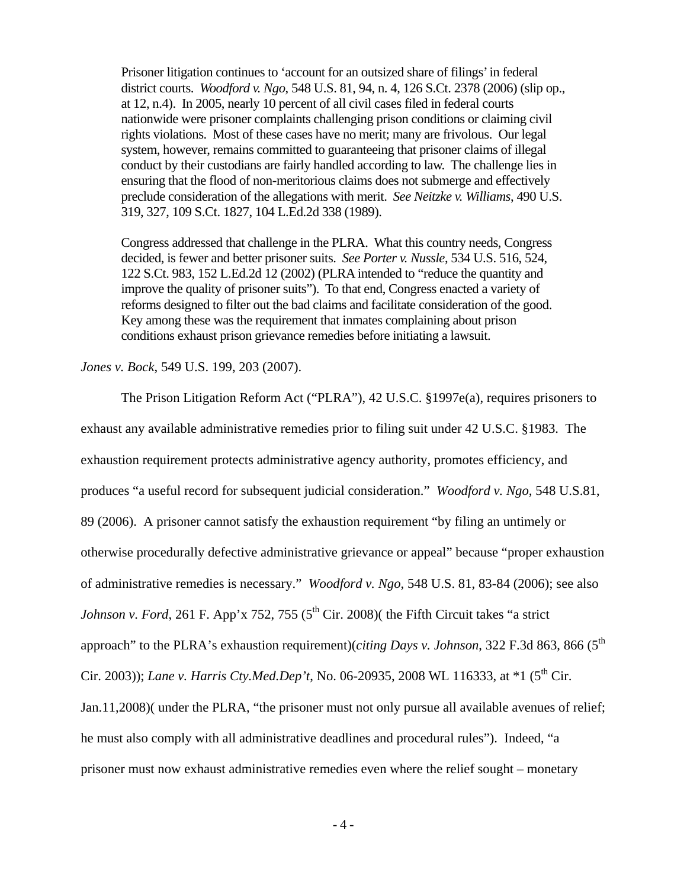> Prisoner litigation continues to 'account for an outsized share of filings' in federal district courts. *Woodford v. Ngo*, 548 U.S. 81, 94, n. 4, 126 S.Ct. 2378 (2006) (slip op., at 12, n.4). In 2005, nearly 10 percent of all civil cases filed in federal courts nationwide were prisoner complaints challenging prison conditions or claiming civil rights violations. Most of these cases have no merit; many are frivolous. Our legal system, however, remains committed to guaranteeing that prisoner claims of illegal conduct by their custodians are fairly handled according to law. The challenge lies in ensuring that the flood of non-meritorious claims does not submerge and effectively preclude consideration of the allegations with merit. *See Neitzke v. Williams*, 490 U.S. 319, 327, 109 S.Ct. 1827, 104 L.Ed.2d 338 (1989).
>
> Congress addressed that challenge in the PLRA. What this country needs, Congress decided, is fewer and better prisoner suits. *See Porter v. Nussle*, 534 U.S. 516, 524, 122 S.Ct. 983, 152 L.Ed.2d 12 (2002) (PLRA intended to "reduce the quantity and improve the quality of prisoner suits"). To that end, Congress enacted a variety of reforms designed to filter out the bad claims and facilitate consideration of the good. Key among these was the requirement that inmates complaining about prison conditions exhaust prison grievance remedies before initiating a lawsuit.

*Jones v. Bock*, 549 U.S. 199, 203 (2007).

The Prison Litigation Reform Act ("PLRA"), 42 U.S.C. §1997e(a), requires prisoners to exhaust any available administrative remedies prior to filing suit under 42 U.S.C. §1983. The exhaustion requirement protects administrative agency authority, promotes efficiency, and produces "a useful record for subsequent judicial consideration." *Woodford v. Ngo*, 548 U.S.81, 89 (2006). A prisoner cannot satisfy the exhaustion requirement "by filing an untimely or otherwise procedurally defective administrative grievance or appeal" because "proper exhaustion of administrative remedies is necessary." *Woodford v. Ngo*, 548 U.S. 81, 83-84 (2006); see also *Johnson v. Ford*, 261 F. App'x 752, 755 (5th Cir. 2008)( the Fifth Circuit takes "a strict approach" to the PLRA's exhaustion requirement)(*citing Days v. Johnson*, 322 F.3d 863, 866 (5th Cir. 2003)); *Lane v. Harris Cty.Med.Dep't*, No. 06-20935, 2008 WL 116333, at *1 (5th Cir. Jan.11,2008)( under the PLRA, "the prisoner must not only pursue all available avenues of relief; he must also comply with all administrative deadlines and procedural rules"). Indeed, "a prisoner must now exhaust administrative remedies even where the relief sought – monetary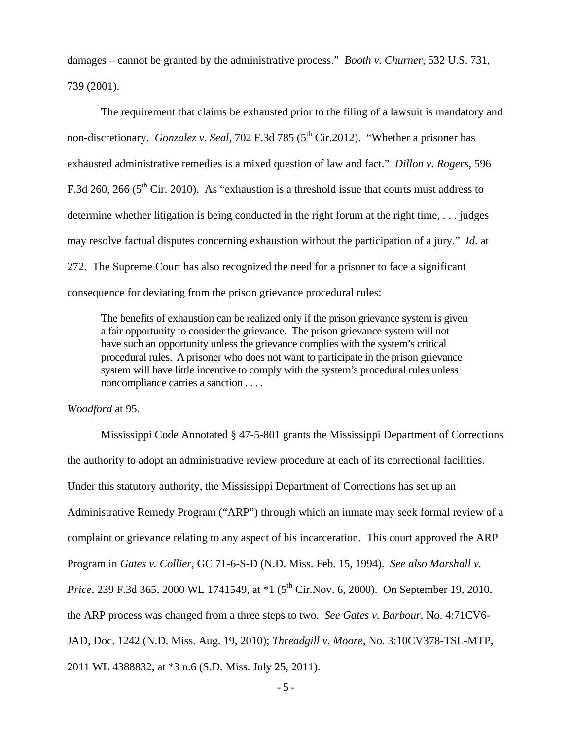damages – cannot be granted by the administrative process." *Booth v. Churner*, 532 U.S. 731, 739 (2001).

The requirement that claims be exhausted prior to the filing of a lawsuit is mandatory and non-discretionary. *Gonzalez v. Seal*, 702 F.3d 785 (5th Cir.2012). "Whether a prisoner has exhausted administrative remedies is a mixed question of law and fact." *Dillon v. Rogers*, 596 F.3d 260, 266 (5th Cir. 2010). As "exhaustion is a threshold issue that courts must address to determine whether litigation is being conducted in the right forum at the right time, . . . judges may resolve factual disputes concerning exhaustion without the participation of a jury." *Id*. at 272. The Supreme Court has also recognized the need for a prisoner to face a significant consequence for deviating from the prison grievance procedural rules:

> The benefits of exhaustion can be realized only if the prison grievance system is given a fair opportunity to consider the grievance. The prison grievance system will not have such an opportunity unless the grievance complies with the system's critical procedural rules. A prisoner who does not want to participate in the prison grievance system will have little incentive to comply with the system's procedural rules unless noncompliance carries a sanction . . . .

*Woodford* at 95.

Mississippi Code Annotated § 47-5-801 grants the Mississippi Department of Corrections the authority to adopt an administrative review procedure at each of its correctional facilities. Under this statutory authority, the Mississippi Department of Corrections has set up an Administrative Remedy Program ("ARP") through which an inmate may seek formal review of a complaint or grievance relating to any aspect of his incarceration. This court approved the ARP Program in *Gates v. Collier*, GC 71-6-S-D (N.D. Miss. Feb. 15, 1994). *See also Marshall v. Price*, 239 F.3d 365, 2000 WL 1741549, at *1 (5th Cir.Nov. 6, 2000). On September 19, 2010, the ARP process was changed from a three steps to two. *See Gates v. Barbour*, No. 4:71CV6-JAD, Doc. 1242 (N.D. Miss. Aug. 19, 2010); *Threadgill v. Moore*, No. 3:10CV378-TSL-MTP, 2011 WL 4388832, at *3 n.6 (S.D. Miss. July 25, 2011).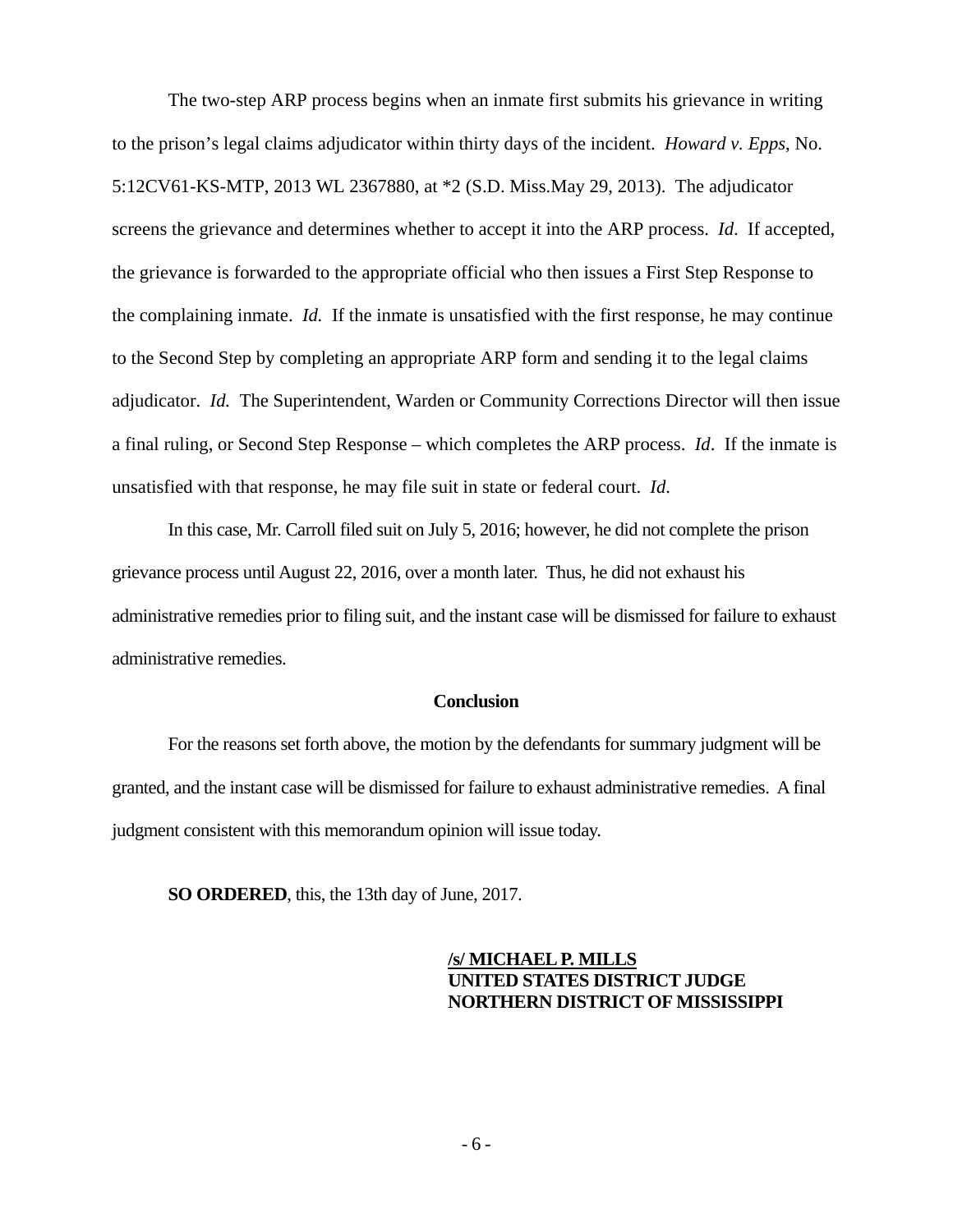The two-step ARP process begins when an inmate first submits his grievance in writing to the prison's legal claims adjudicator within thirty days of the incident. *Howard v. Epps*, No. 5:12CV61-KS-MTP, 2013 WL 2367880, at *2 (S.D. Miss.May 29, 2013). The adjudicator screens the grievance and determines whether to accept it into the ARP process. *Id*. If accepted, the grievance is forwarded to the appropriate official who then issues a First Step Response to the complaining inmate. *Id.* If the inmate is unsatisfied with the first response, he may continue to the Second Step by completing an appropriate ARP form and sending it to the legal claims adjudicator. *Id.* The Superintendent, Warden or Community Corrections Director will then issue a final ruling, or Second Step Response – which completes the ARP process. *Id*. If the inmate is unsatisfied with that response, he may file suit in state or federal court. *Id.*

In this case, Mr. Carroll filed suit on July 5, 2016; however, he did not complete the prison grievance process until August 22, 2016, over a month later. Thus, he did not exhaust his administrative remedies prior to filing suit, and the instant case will be dismissed for failure to exhaust administrative remedies.

## Conclusion

For the reasons set forth above, the motion by the defendants for summary judgment will be granted, and the instant case will be dismissed for failure to exhaust administrative remedies. A final judgment consistent with this memorandum opinion will issue today.

**SO ORDERED**, this, the 13th day of June, 2017.

**/s/ MICHAEL P. MILLS**
**UNITED STATES DISTRICT JUDGE**
**NORTHERN DISTRICT OF MISSISSIPPI**